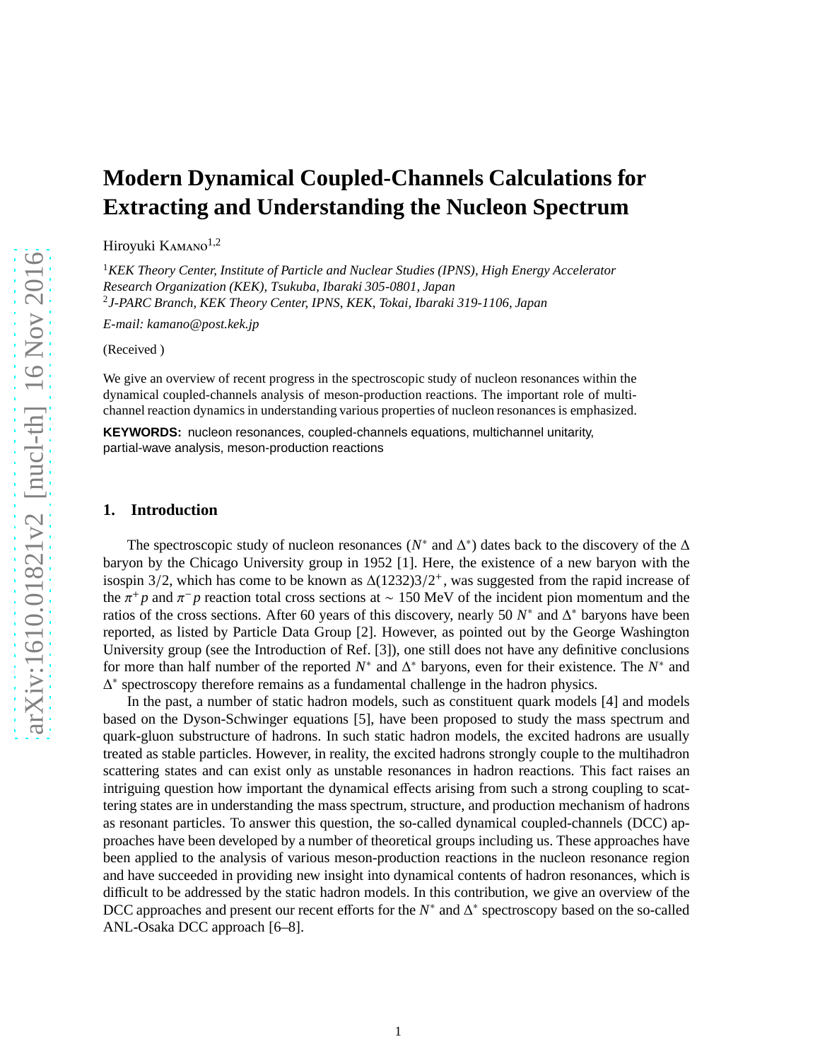# Modern Dynamical Coupled-Channels Calculations for Extracting and Understanding the Nucleon Spectrum

Hiroyuki Kamano[1,2]

[1]*KEK Theory Center, Institute of Particle and Nuclear Studies (IPNS), High Energy Accelerator Research Organization (KEK), Tsukuba, Ibaraki 305-0801, Japan*
[2]*J-PARC Branch, KEK Theory Center, IPNS, KEK, Tokai, Ibaraki 319-1106, Japan*

*E-mail: kamano@post.kek.jp*

(Received )

We give an overview of recent progress in the spectroscopic study of nucleon resonances within the dynamical coupled-channels analysis of meson-production reactions. The important role of multichannel reaction dynamics in understanding various properties of nucleon resonances is emphasized.

**KEYWORDS:** nucleon resonances, coupled-channels equations, multichannel unitarity, partial-wave analysis, meson-production reactions

## 1. Introduction

The spectroscopic study of nucleon resonances ($N^*$ and $\Delta^*$) dates back to the discovery of the $\Delta$ baryon by the Chicago University group in 1952 [1]. Here, the existence of a new baryon with the isospin 3/2, which has come to be known as $\Delta(1232)3/2^+$, was suggested from the rapid increase of the $\pi^+ p$ and $\pi^- p$ reaction total cross sections at $\sim$ 150 MeV of the incident pion momentum and the ratios of the cross sections. After 60 years of this discovery, nearly 50 $N^*$ and $\Delta^*$ baryons have been reported, as listed by Particle Data Group [2]. However, as pointed out by the George Washington University group (see the Introduction of Ref. [3]), one still does not have any definitive conclusions for more than half number of the reported $N^*$ and $\Delta^*$ baryons, even for their existence. The $N^*$ and $\Delta^*$ spectroscopy therefore remains as a fundamental challenge in the hadron physics.

In the past, a number of static hadron models, such as constituent quark models [4] and models based on the Dyson-Schwinger equations [5], have been proposed to study the mass spectrum and quark-gluon substructure of hadrons. In such static hadron models, the excited hadrons are usually treated as stable particles. However, in reality, the excited hadrons strongly couple to the multihadron scattering states and can exist only as unstable resonances in hadron reactions. This fact raises an intriguing question how important the dynamical effects arising from such a strong coupling to scattering states are in understanding the mass spectrum, structure, and production mechanism of hadrons as resonant particles. To answer this question, the so-called dynamical coupled-channels (DCC) approaches have been developed by a number of theoretical groups including us. These approaches have been applied to the analysis of various meson-production reactions in the nucleon resonance region and have succeeded in providing new insight into dynamical contents of hadron resonances, which is difficult to be addressed by the static hadron models. In this contribution, we give an overview of the DCC approaches and present our recent efforts for the $N^*$ and $\Delta^*$ spectroscopy based on the so-called ANL-Osaka DCC approach [6–8].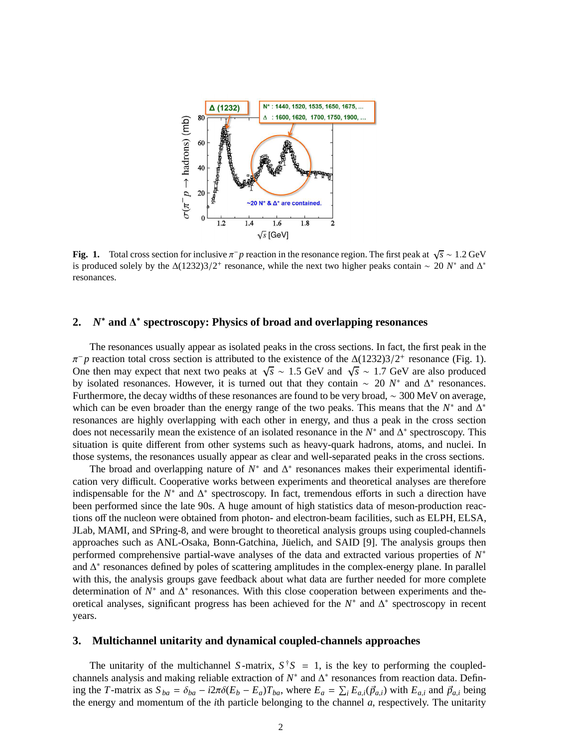**Fig. 1.** Total cross section for inclusive $\pi^- p$ reaction in the resonance region. The first peak at $\sqrt{s} \sim 1.2$ GeV is produced solely by the $\Delta(1232)3/2^+$ resonance, while the next two higher peaks contain $\sim 20$ $N^*$ and $\Delta^*$ resonances.

## 2. $N^*$ and $\Delta^*$ spectroscopy: Physics of broad and overlapping resonances

The resonances usually appear as isolated peaks in the cross sections. In fact, the first peak in the $\pi^- p$ reaction total cross section is attributed to the existence of the $\Delta(1232)3/2^+$ resonance (Fig. 1). One then may expect that next two peaks at $\sqrt{s} \sim 1.5$ GeV and $\sqrt{s} \sim 1.7$ GeV are also produced by isolated resonances. However, it is turned out that they contain $\sim 20$ $N^*$ and $\Delta^*$ resonances. Furthermore, the decay widths of these resonances are found to be very broad, $\sim 300$ MeV on average, which can be even broader than the energy range of the two peaks. This means that the $N^*$ and $\Delta^*$ resonances are highly overlapping with each other in energy, and thus a peak in the cross section does not necessarily mean the existence of an isolated resonance in the $N^*$ and $\Delta^*$ spectroscopy. This situation is quite different from other systems such as heavy-quark hadrons, atoms, and nuclei. In those systems, the resonances usually appear as clear and well-separated peaks in the cross sections.

The broad and overlapping nature of $N^*$ and $\Delta^*$ resonances makes their experimental identification very difficult. Cooperative works between experiments and theoretical analyses are therefore indispensable for the $N^*$ and $\Delta^*$ spectroscopy. In fact, tremendous efforts in such a direction have been performed since the late 90s. A huge amount of high statistics data of meson-production reactions off the nucleon were obtained from photon- and electron-beam facilities, such as ELPH, ELSA, JLab, MAMI, and SPring-8, and were brought to theoretical analysis groups using coupled-channels approaches such as ANL-Osaka, Bonn-Gatchina, Jüelich, and SAID [9]. The analysis groups then performed comprehensive partial-wave analyses of the data and extracted various properties of $N^*$ and $\Delta^*$ resonances defined by poles of scattering amplitudes in the complex-energy plane. In parallel with this, the analysis groups gave feedback about what data are further needed for more complete determination of $N^*$ and $\Delta^*$ resonances. With this close cooperation between experiments and theoretical analyses, significant progress has been achieved for the $N^*$ and $\Delta^*$ spectroscopy in recent years.

## 3. Multichannel unitarity and dynamical coupled-channels approaches

The unitarity of the multichannel $S$-matrix, $S^\dagger S = 1$, is the key to performing the coupled-channels analysis and making reliable extraction of $N^*$ and $\Delta^*$ resonances from reaction data. Defining the $T$-matrix as $S_{ba} = \delta_{ba} - i2\pi\delta(E_b - E_a)T_{ba}$, where $E_a = \sum_i E_{a,i}(\vec{p}_{a,i})$ with $E_{a,i}$ and $\vec{p}_{a,i}$ being the energy and momentum of the $i$th particle belonging to the channel $a$, respectively. The unitarity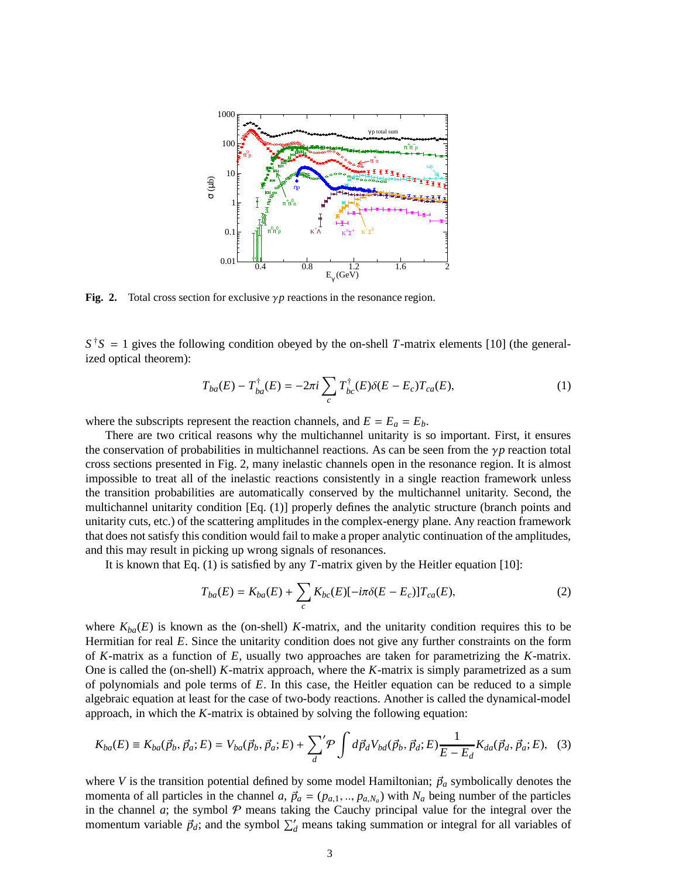**Fig. 2.** Total cross section for exclusive $\gamma p$ reactions in the resonance region.

$S^\dagger S = 1$ gives the following condition obeyed by the on-shell $T$-matrix elements [10] (the generalized optical theorem):

$$T_{ba}(E) - T^\dagger_{ba}(E) = -2\pi i \sum_c T^\dagger_{bc}(E)\delta(E - E_c)T_{ca}(E), \tag{1}$$

where the subscripts represent the reaction channels, and $E = E_a = E_b$.

There are two critical reasons why the multichannel unitarity is so important. First, it ensures the conservation of probabilities in multichannel reactions. As can be seen from the $\gamma p$ reaction total cross sections presented in Fig. 2, many inelastic channels open in the resonance region. It is almost impossible to treat all of the inelastic reactions consistently in a single reaction framework unless the transition probabilities are automatically conserved by the multichannel unitarity. Second, the multichannel unitarity condition [Eq. (1)] properly defines the analytic structure (branch points and unitarity cuts, etc.) of the scattering amplitudes in the complex-energy plane. Any reaction framework that does not satisfy this condition would fail to make a proper analytic continuation of the amplitudes, and this may result in picking up wrong signals of resonances.

It is known that Eq. (1) is satisfied by any $T$-matrix given by the Heitler equation [10]:

$$T_{ba}(E) = K_{ba}(E) + \sum_c K_{bc}(E)[-i\pi\delta(E - E_c)]T_{ca}(E), \tag{2}$$

where $K_{ba}(E)$ is known as the (on-shell) $K$-matrix, and the unitarity condition requires this to be Hermitian for real $E$. Since the unitarity condition does not give any further constraints on the form of $K$-matrix as a function of $E$, usually two approaches are taken for parametrizing the $K$-matrix. One is called the (on-shell) $K$-matrix approach, where the $K$-matrix is simply parametrized as a sum of polynomials and pole terms of $E$. In this case, the Heitler equation can be reduced to a simple algebraic equation at least for the case of two-body reactions. Another is called the dynamical-model approach, in which the $K$-matrix is obtained by solving the following equation:

$$K_{ba}(E) \equiv K_{ba}(\vec{p}_b, \vec{p}_a; E) = V_{ba}(\vec{p}_b, \vec{p}_a; E) + {\sum_d}' \mathcal{P} \int d\vec{p}_d V_{bd}(\vec{p}_b, \vec{p}_d; E) \frac{1}{E - E_d} K_{da}(\vec{p}_d, \vec{p}_a; E), \tag{3}$$

where $V$ is the transition potential defined by some model Hamiltonian; $\vec{p}_a$ symbolically denotes the momenta of all particles in the channel $a$, $\vec{p}_a = (p_{a,1}, .., p_{a,N_a})$ with $N_a$ being number of the particles in the channel $a$; the symbol $\mathcal{P}$ means taking the Cauchy principal value for the integral over the momentum variable $\vec{p}_d$; and the symbol $\sum'_d$ means taking summation or integral for all variables of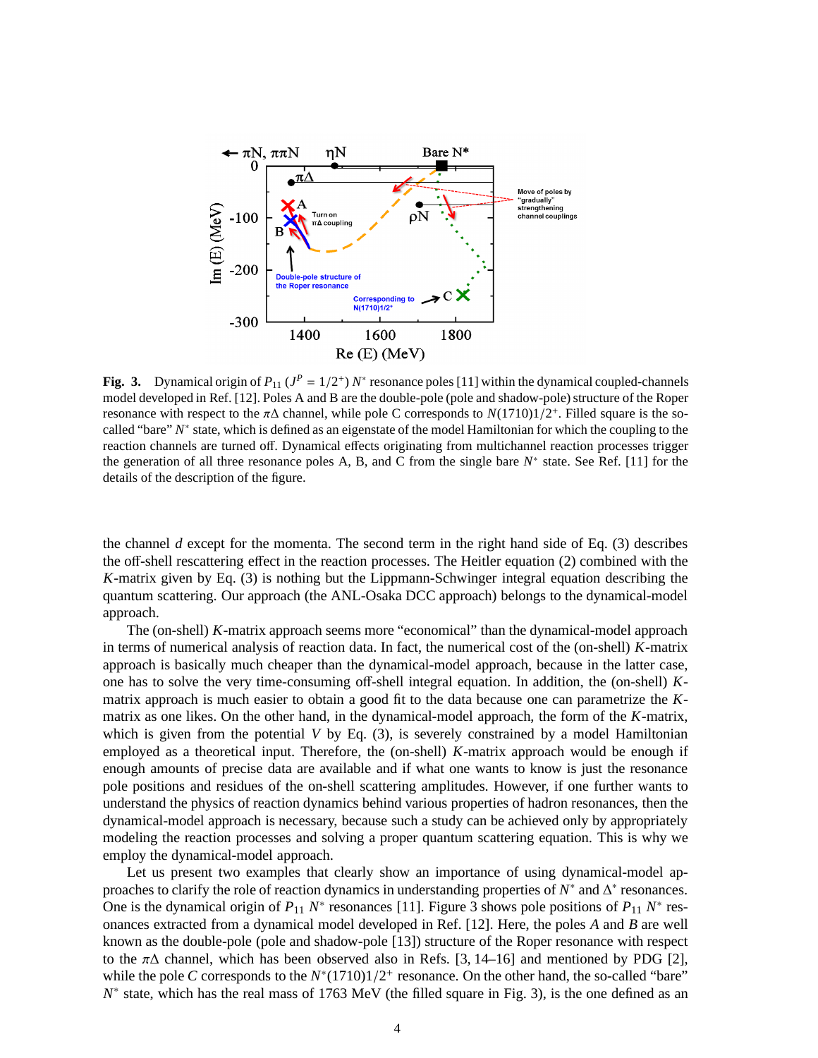**Fig. 3.** Dynamical origin of $P_{11}$ ($J^P = 1/2^+$) $N^*$ resonance poles [11] within the dynamical coupled-channels model developed in Ref. [12]. Poles A and B are the double-pole (pole and shadow-pole) structure of the Roper resonance with respect to the $\pi\Delta$ channel, while pole C corresponds to $N(1710)1/2^+$. Filled square is the so-called "bare" $N^*$ state, which is defined as an eigenstate of the model Hamiltonian for which the coupling to the reaction channels are turned off. Dynamical effects originating from multichannel reaction processes trigger the generation of all three resonance poles A, B, and C from the single bare $N^*$ state. See Ref. [11] for the details of the description of the figure.

the channel $d$ except for the momenta. The second term in the right hand side of Eq. (3) describes the off-shell rescattering effect in the reaction processes. The Heitler equation (2) combined with the $K$-matrix given by Eq. (3) is nothing but the Lippmann-Schwinger integral equation describing the quantum scattering. Our approach (the ANL-Osaka DCC approach) belongs to the dynamical-model approach.

The (on-shell) $K$-matrix approach seems more "economical" than the dynamical-model approach in terms of numerical analysis of reaction data. In fact, the numerical cost of the (on-shell) $K$-matrix approach is basically much cheaper than the dynamical-model approach, because in the latter case, one has to solve the very time-consuming off-shell integral equation. In addition, the (on-shell) $K$-matrix approach is much easier to obtain a good fit to the data because one can parametrize the $K$-matrix as one likes. On the other hand, in the dynamical-model approach, the form of the $K$-matrix, which is given from the potential $V$ by Eq. (3), is severely constrained by a model Hamiltonian employed as a theoretical input. Therefore, the (on-shell) $K$-matrix approach would be enough if enough amounts of precise data are available and if what one wants to know is just the resonance pole positions and residues of the on-shell scattering amplitudes. However, if one further wants to understand the physics of reaction dynamics behind various properties of hadron resonances, then the dynamical-model approach is necessary, because such a study can be achieved only by appropriately modeling the reaction processes and solving a proper quantum scattering equation. This is why we employ the dynamical-model approach.

Let us present two examples that clearly show an importance of using dynamical-model approaches to clarify the role of reaction dynamics in understanding properties of $N^*$ and $\Delta^*$ resonances. One is the dynamical origin of $P_{11}$ $N^*$ resonances [11]. Figure 3 shows pole positions of $P_{11}$ $N^*$ resonances extracted from a dynamical model developed in Ref. [12]. Here, the poles $A$ and $B$ are well known as the double-pole (pole and shadow-pole [13]) structure of the Roper resonance with respect to the $\pi\Delta$ channel, which has been observed also in Refs. [3, 14–16] and mentioned by PDG [2], while the pole $C$ corresponds to the $N^*(1710)1/2^+$ resonance. On the other hand, the so-called "bare" $N^*$ state, which has the real mass of 1763 MeV (the filled square in Fig. 3), is the one defined as an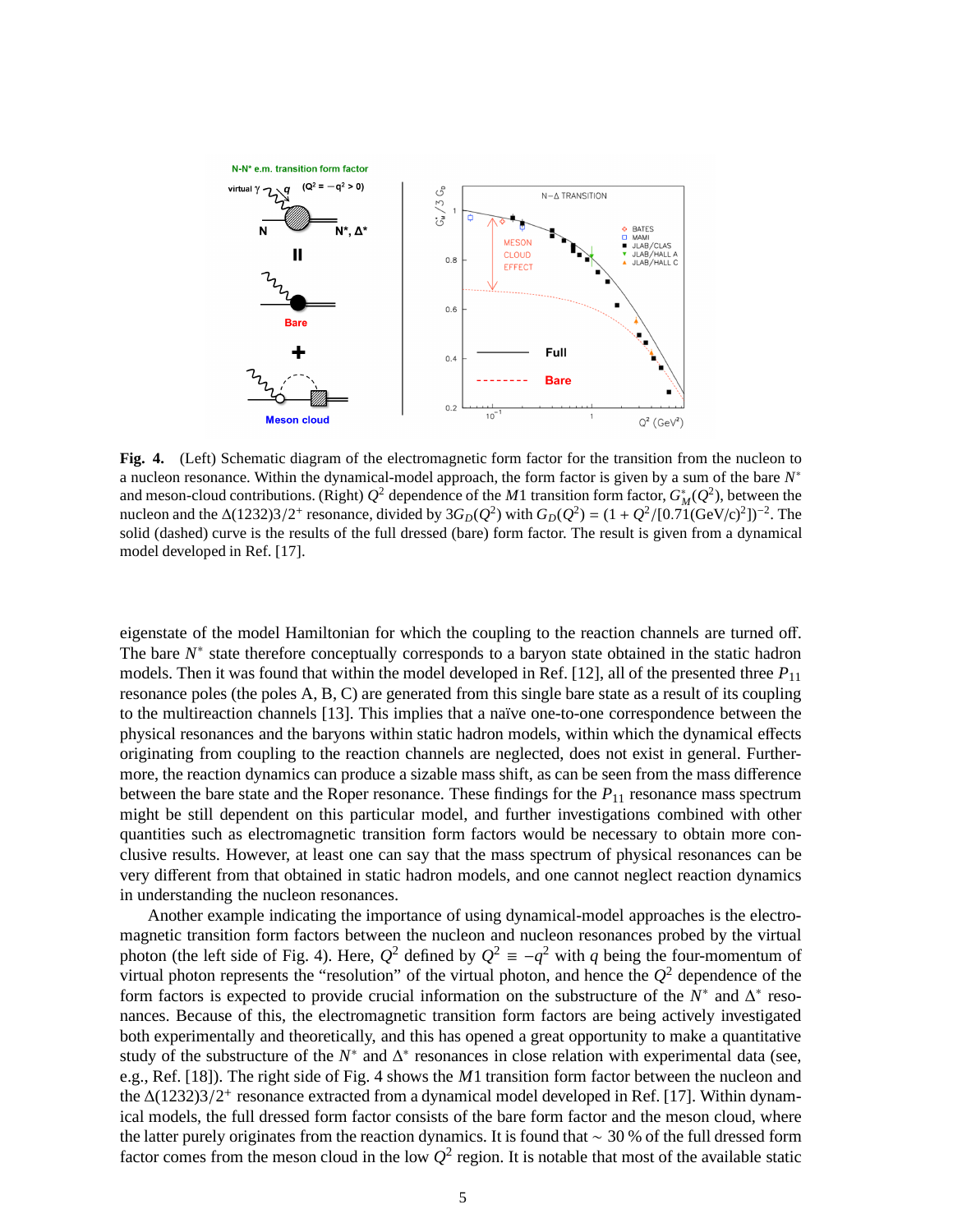**Fig. 4.** (Left) Schematic diagram of the electromagnetic form factor for the transition from the nucleon to a nucleon resonance. Within the dynamical-model approach, the form factor is given by a sum of the bare $N^*$ and meson-cloud contributions. (Right) $Q^2$ dependence of the $M1$ transition form factor, $G^*_M(Q^2)$, between the nucleon and the $\Delta(1232)3/2^+$ resonance, divided by $3G_D(Q^2)$ with $G_D(Q^2) = (1 + Q^2/[0.71(\mathrm{GeV/c})^2])^{-2}$. The solid (dashed) curve is the results of the full dressed (bare) form factor. The result is given from a dynamical model developed in Ref. [17].

eigenstate of the model Hamiltonian for which the coupling to the reaction channels are turned off. The bare $N^*$ state therefore conceptually corresponds to a baryon state obtained in the static hadron models. Then it was found that within the model developed in Ref. [12], all of the presented three $P_{11}$ resonance poles (the poles A, B, C) are generated from this single bare state as a result of its coupling to the multireaction channels [13]. This implies that a naïve one-to-one correspondence between the physical resonances and the baryons within static hadron models, within which the dynamical effects originating from coupling to the reaction channels are neglected, does not exist in general. Furthermore, the reaction dynamics can produce a sizable mass shift, as can be seen from the mass difference between the bare state and the Roper resonance. These findings for the $P_{11}$ resonance mass spectrum might be still dependent on this particular model, and further investigations combined with other quantities such as electromagnetic transition form factors would be necessary to obtain more conclusive results. However, at least one can say that the mass spectrum of physical resonances can be very different from that obtained in static hadron models, and one cannot neglect reaction dynamics in understanding the nucleon resonances.

Another example indicating the importance of using dynamical-model approaches is the electromagnetic transition form factors between the nucleon and nucleon resonances probed by the virtual photon (the left side of Fig. 4). Here, $Q^2$ defined by $Q^2 \equiv -q^2$ with $q$ being the four-momentum of virtual photon represents the "resolution" of the virtual photon, and hence the $Q^2$ dependence of the form factors is expected to provide crucial information on the substructure of the $N^*$ and $\Delta^*$ resonances. Because of this, the electromagnetic transition form factors are being actively investigated both experimentally and theoretically, and this has opened a great opportunity to make a quantitative study of the substructure of the $N^*$ and $\Delta^*$ resonances in close relation with experimental data (see, e.g., Ref. [18]). The right side of Fig. 4 shows the $M1$ transition form factor between the nucleon and the $\Delta(1232)3/2^+$ resonance extracted from a dynamical model developed in Ref. [17]. Within dynamical models, the full dressed form factor consists of the bare form factor and the meson cloud, where the latter purely originates from the reaction dynamics. It is found that $\sim 30\,\%$ of the full dressed form factor comes from the meson cloud in the low $Q^2$ region. It is notable that most of the available static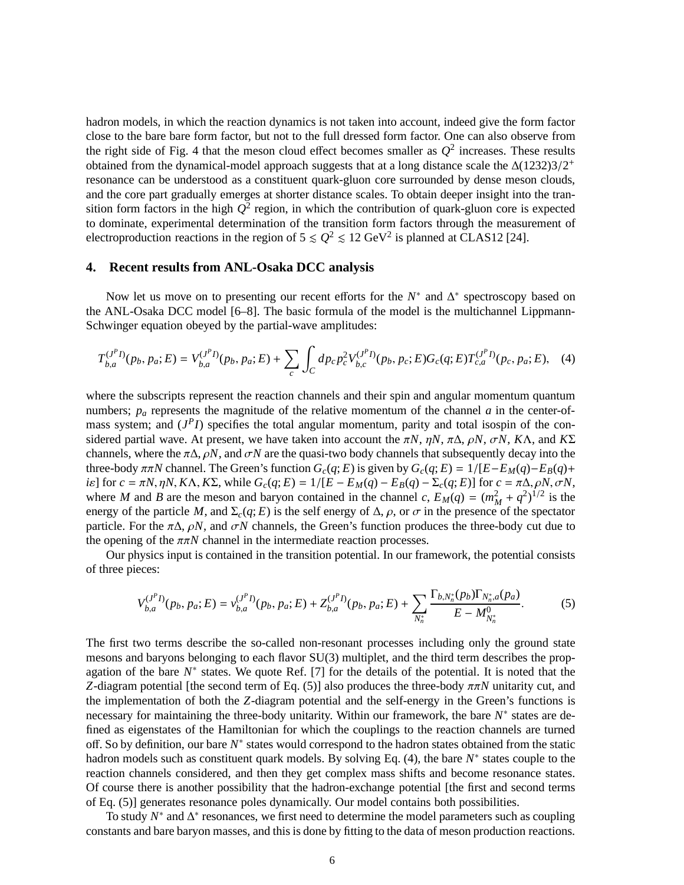hadron models, in which the reaction dynamics is not taken into account, indeed give the form factor close to the bare bare form factor, but not to the full dressed form factor. One can also observe from the right side of Fig. 4 that the meson cloud effect becomes smaller as $Q^2$ increases. These results obtained from the dynamical-model approach suggests that at a long distance scale the $\Delta(1232)3/2^+$ resonance can be understood as a constituent quark-gluon core surrounded by dense meson clouds, and the core part gradually emerges at shorter distance scales. To obtain deeper insight into the transition form factors in the high $Q^2$ region, in which the contribution of quark-gluon core is expected to dominate, experimental determination of the transition form factors through the measurement of electroproduction reactions in the region of $5 \lesssim Q^2 \lesssim 12$ GeV$^2$ is planned at CLAS12 [24].

## 4. Recent results from ANL-Osaka DCC analysis

Now let us move on to presenting our recent efforts for the $N^*$ and $\Delta^*$ spectroscopy based on the ANL-Osaka DCC model [6–8]. The basic formula of the model is the multichannel Lippmann-Schwinger equation obeyed by the partial-wave amplitudes:

$$T^{(J^P I)}_{b,a}(p_b, p_a; E) = V^{(J^P I)}_{b,a}(p_b, p_a; E) + \sum_c \int_C dp_c p_c^2 V^{(J^P I)}_{b,c}(p_b, p_c; E) G_c(q; E) T^{(J^P I)}_{c,a}(p_c, p_a; E), \quad (4)$$

where the subscripts represent the reaction channels and their spin and angular momentum quantum numbers; $p_a$ represents the magnitude of the relative momentum of the channel $a$ in the center-of-mass system; and $(J^P I)$ specifies the total angular momentum, parity and total isospin of the considered partial wave. At present, we have taken into account the $\pi N$, $\eta N$, $\pi\Delta$, $\rho N$, $\sigma N$, $K\Lambda$, and $K\Sigma$ channels, where the $\pi\Delta$, $\rho N$, and $\sigma N$ are the quasi-two body channels that subsequently decay into the three-body $\pi\pi N$ channel. The Green's function $G_c(q; E)$ is given by $G_c(q; E) = 1/[E - E_M(q) - E_B(q) + i\varepsilon]$ for $c = \pi N, \eta N, K\Lambda, K\Sigma$, while $G_c(q; E) = 1/[E - E_M(q) - E_B(q) - \Sigma_c(q; E)]$ for $c = \pi\Delta, \rho N, \sigma N$, where $M$ and $B$ are the meson and baryon contained in the channel $c$, $E_M(q) = (m_M^2 + q^2)^{1/2}$ is the energy of the particle $M$, and $\Sigma_c(q; E)$ is the self energy of $\Delta$, $\rho$, or $\sigma$ in the presence of the spectator particle. For the $\pi\Delta$, $\rho N$, and $\sigma N$ channels, the Green's function produces the three-body cut due to the opening of the $\pi\pi N$ channel in the intermediate reaction processes.

Our physics input is contained in the transition potential. In our framework, the potential consists of three pieces:

$$V^{(J^P I)}_{b,a}(p_b, p_a; E) = v^{(J^P I)}_{b,a}(p_b, p_a; E) + Z^{(J^P I)}_{b,a}(p_b, p_a; E) + \sum_{N^*_n} \frac{\Gamma_{b,N^*_n}(p_b) \Gamma_{N^*_n,a}(p_a)}{E - M^0_{N^*_n}}. \quad (5)$$

The first two terms describe the so-called non-resonant processes including only the ground state mesons and baryons belonging to each flavor SU(3) multiplet, and the third term describes the propagation of the bare $N^*$ states. We quote Ref. [7] for the details of the potential. It is noted that the $Z$-diagram potential [the second term of Eq. (5)] also produces the three-body $\pi\pi N$ unitarity cut, and the implementation of both the $Z$-diagram potential and the self-energy in the Green's functions is necessary for maintaining the three-body unitarity. Within our framework, the bare $N^*$ states are defined as eigenstates of the Hamiltonian for which the couplings to the reaction channels are turned off. So by definition, our bare $N^*$ states would correspond to the hadron states obtained from the static hadron models such as constituent quark models. By solving Eq. (4), the bare $N^*$ states couple to the reaction channels considered, and then they get complex mass shifts and become resonance states. Of course there is another possibility that the hadron-exchange potential [the first and second terms of Eq. (5)] generates resonance poles dynamically. Our model contains both possibilities.

To study $N^*$ and $\Delta^*$ resonances, we first need to determine the model parameters such as coupling constants and bare baryon masses, and this is done by fitting to the data of meson production reactions.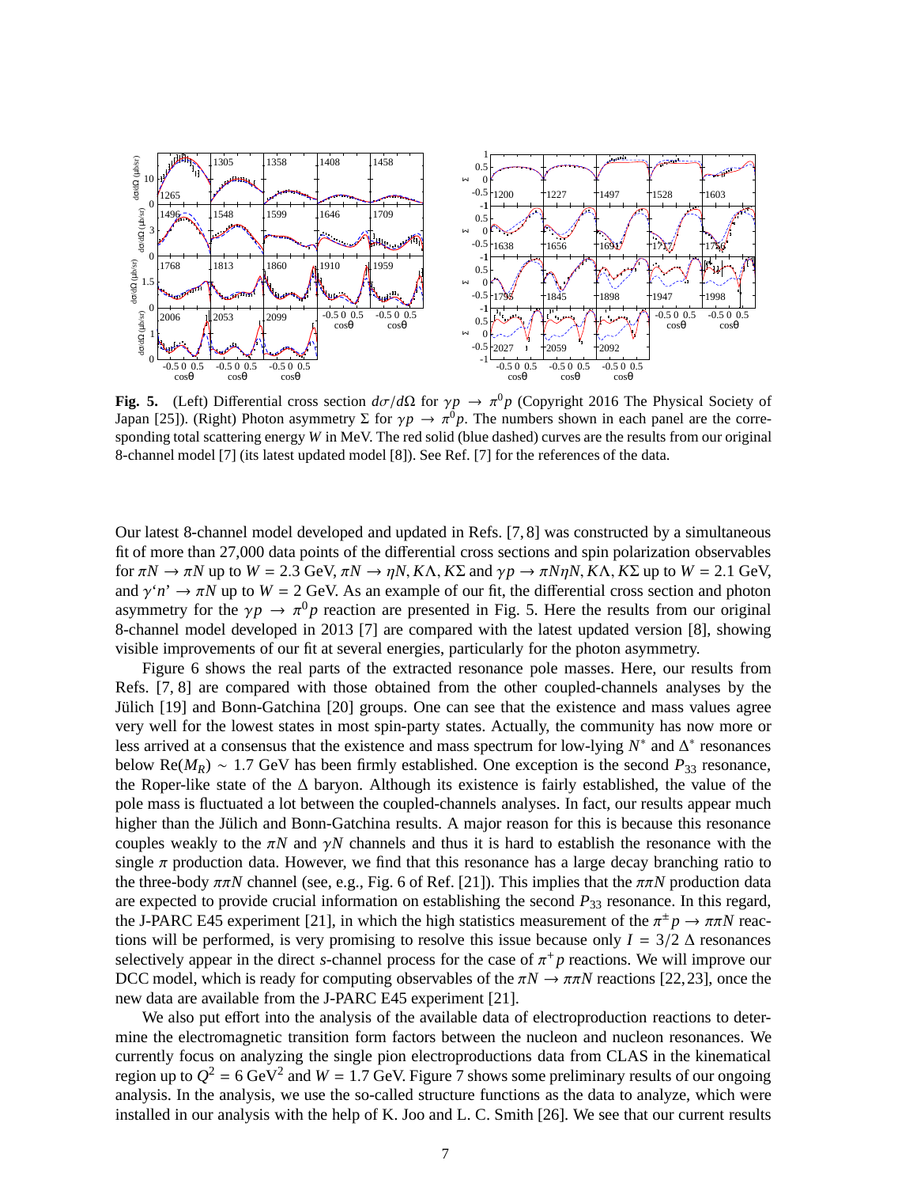**Fig. 5.** (Left) Differential cross section $d\sigma/d\Omega$ for $\gamma p \to \pi^0 p$ (Copyright 2016 The Physical Society of Japan [25]). (Right) Photon asymmetry $\Sigma$ for $\gamma p \to \pi^0 p$. The numbers shown in each panel are the corresponding total scattering energy $W$ in MeV. The red solid (blue dashed) curves are the results from our original 8-channel model [7] (its latest updated model [8]). See Ref. [7] for the references of the data.

Our latest 8-channel model developed and updated in Refs. [7, 8] was constructed by a simultaneous fit of more than 27,000 data points of the differential cross sections and spin polarization observables for $\pi N \to \pi N$ up to $W = 2.3$ GeV, $\pi N \to \eta N, K\Lambda, K\Sigma$ and $\gamma p \to \pi N \eta N, K\Lambda, K\Sigma$ up to $W = 2.1$ GeV, and $\gamma$'$n$' $\to \pi N$ up to $W = 2$ GeV. As an example of our fit, the differential cross section and photon asymmetry for the $\gamma p \to \pi^0 p$ reaction are presented in Fig. 5. Here the results from our original 8-channel model developed in 2013 [7] are compared with the latest updated version [8], showing visible improvements of our fit at several energies, particularly for the photon asymmetry.

Figure 6 shows the real parts of the extracted resonance pole masses. Here, our results from Refs. [7, 8] are compared with those obtained from the other coupled-channels analyses by the Jülich [19] and Bonn-Gatchina [20] groups. One can see that the existence and mass values agree very well for the lowest states in most spin-party states. Actually, the community has now more or less arrived at a consensus that the existence and mass spectrum for low-lying $N^*$ and $\Delta^*$ resonances below $\mathrm{Re}(M_R) \sim 1.7$ GeV has been firmly established. One exception is the second $P_{33}$ resonance, the Roper-like state of the $\Delta$ baryon. Although its existence is fairly established, the value of the pole mass is fluctuated a lot between the coupled-channels analyses. In fact, our results appear much higher than the Jülich and Bonn-Gatchina results. A major reason for this is because this resonance couples weakly to the $\pi N$ and $\gamma N$ channels and thus it is hard to establish the resonance with the single $\pi$ production data. However, we find that this resonance has a large decay branching ratio to the three-body $\pi\pi N$ channel (see, e.g., Fig. 6 of Ref. [21]). This implies that the $\pi\pi N$ production data are expected to provide crucial information on establishing the second $P_{33}$ resonance. In this regard, the J-PARC E45 experiment [21], in which the high statistics measurement of the $\pi^{\pm} p \to \pi\pi N$ reactions will be performed, is very promising to resolve this issue because only $I = 3/2$ $\Delta$ resonances selectively appear in the direct $s$-channel process for the case of $\pi^+ p$ reactions. We will improve our DCC model, which is ready for computing observables of the $\pi N \to \pi\pi N$ reactions [22, 23], once the new data are available from the J-PARC E45 experiment [21].

We also put effort into the analysis of the available data of electroproduction reactions to determine the electromagnetic transition form factors between the nucleon and nucleon resonances. We currently focus on analyzing the single pion electroproductions data from CLAS in the kinematical region up to $Q^2 = 6$ GeV$^2$ and $W = 1.7$ GeV. Figure 7 shows some preliminary results of our ongoing analysis. In the analysis, we use the so-called structure functions as the data to analyze, which were installed in our analysis with the help of K. Joo and L. C. Smith [26]. We see that our current results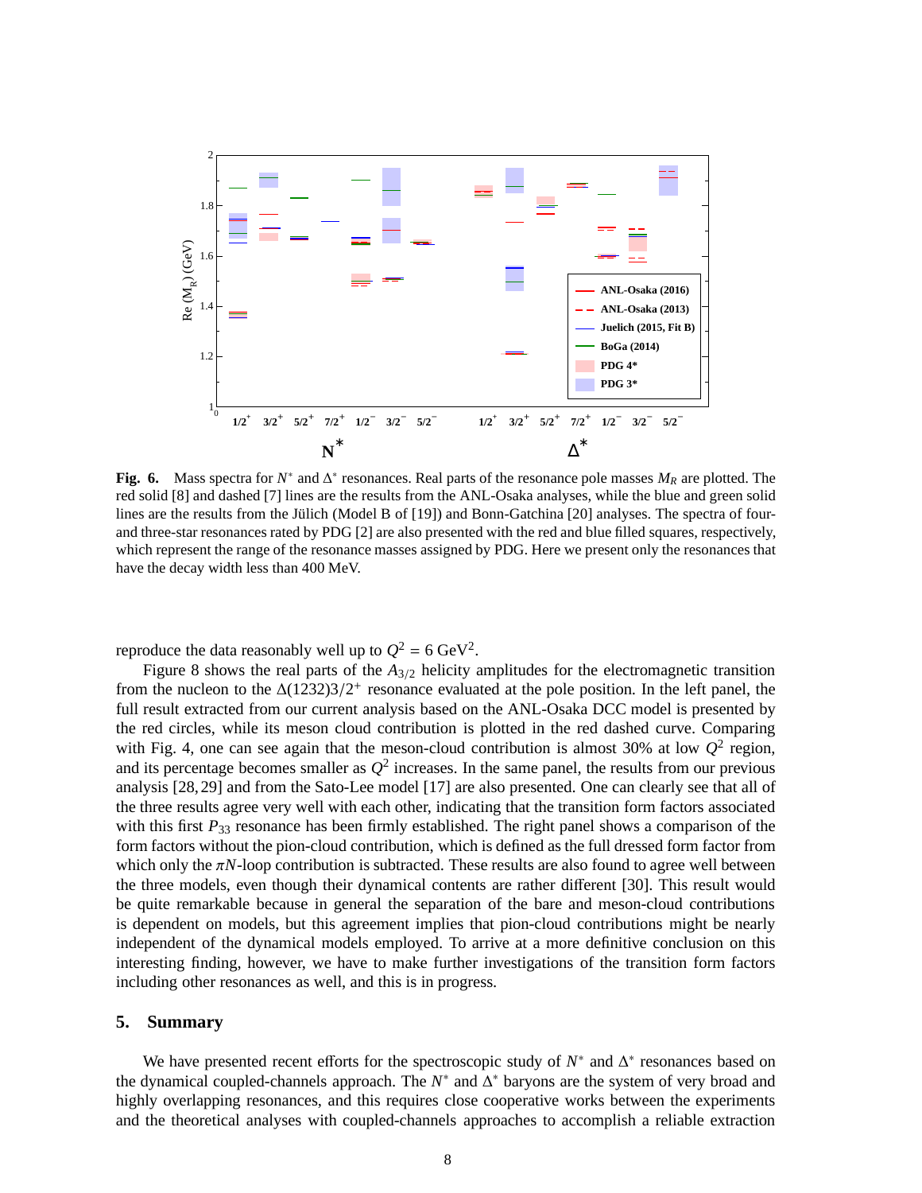**Fig. 6.** Mass spectra for $N^*$ and $\Delta^*$ resonances. Real parts of the resonance pole masses $M_R$ are plotted. The red solid [8] and dashed [7] lines are the results from the ANL-Osaka analyses, while the blue and green solid lines are the results from the Jülich (Model B of [19]) and Bonn-Gatchina [20] analyses. The spectra of four- and three-star resonances rated by PDG [2] are also presented with the red and blue filled squares, respectively, which represent the range of the resonance masses assigned by PDG. Here we present only the resonances that have the decay width less than 400 MeV.

reproduce the data reasonably well up to $Q^2 = 6$ GeV$^2$.

Figure 8 shows the real parts of the $A_{3/2}$ helicity amplitudes for the electromagnetic transition from the nucleon to the $\Delta(1232)3/2^+$ resonance evaluated at the pole position. In the left panel, the full result extracted from our current analysis based on the ANL-Osaka DCC model is presented by the red circles, while its meson cloud contribution is plotted in the red dashed curve. Comparing with Fig. 4, one can see again that the meson-cloud contribution is almost 30% at low $Q^2$ region, and its percentage becomes smaller as $Q^2$ increases. In the same panel, the results from our previous analysis [28, 29] and from the Sato-Lee model [17] are also presented. One can clearly see that all of the three results agree very well with each other, indicating that the transition form factors associated with this first $P_{33}$ resonance has been firmly established. The right panel shows a comparison of the form factors without the pion-cloud contribution, which is defined as the full dressed form factor from which only the $\pi N$-loop contribution is subtracted. These results are also found to agree well between the three models, even though their dynamical contents are rather different [30]. This result would be quite remarkable because in general the separation of the bare and meson-cloud contributions is dependent on models, but this agreement implies that pion-cloud contributions might be nearly independent of the dynamical models employed. To arrive at a more definitive conclusion on this interesting finding, however, we have to make further investigations of the transition form factors including other resonances as well, and this is in progress.

## 5. Summary

We have presented recent efforts for the spectroscopic study of $N^*$ and $\Delta^*$ resonances based on the dynamical coupled-channels approach. The $N^*$ and $\Delta^*$ baryons are the system of very broad and highly overlapping resonances, and this requires close cooperative works between the experiments and the theoretical analyses with coupled-channels approaches to accomplish a reliable extraction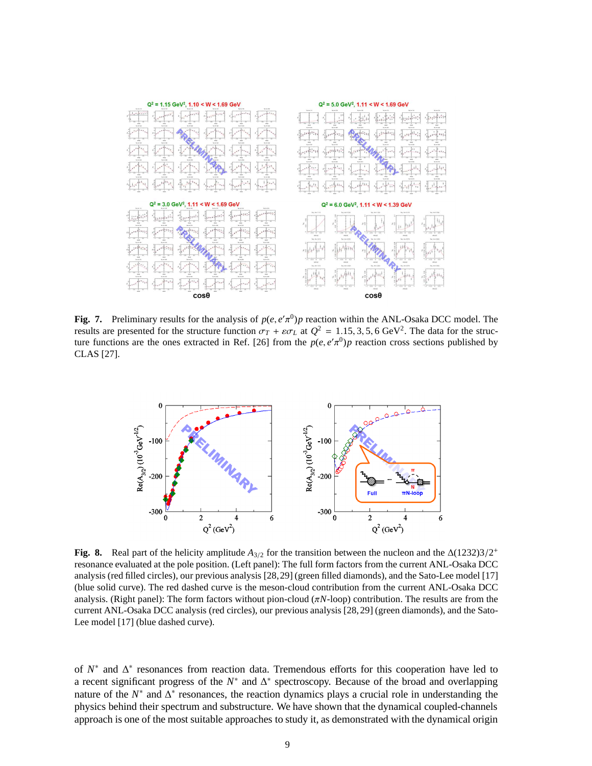**Fig. 7.** Preliminary results for the analysis of $p(e, e'\pi^0)p$ reaction within the ANL-Osaka DCC model. The results are presented for the structure function $\sigma_T + \epsilon\sigma_L$ at $Q^2 = 1.15, 3, 5, 6$ GeV$^2$. The data for the structure functions are the ones extracted in Ref. [26] from the $p(e, e'\pi^0)p$ reaction cross sections published by CLAS [27].

**Fig. 8.** Real part of the helicity amplitude $A_{3/2}$ for the transition between the nucleon and the $\Delta(1232)3/2^+$ resonance evaluated at the pole position. (Left panel): The full form factors from the current ANL-Osaka DCC analysis (red filled circles), our previous analysis [28, 29] (green filled diamonds), and the Sato-Lee model [17] (blue solid curve). The red dashed curve is the meson-cloud contribution from the current ANL-Osaka DCC analysis. (Right panel): The form factors without pion-cloud ($\pi N$-loop) contribution. The results are from the current ANL-Osaka DCC analysis (red circles), our previous analysis [28, 29] (green diamonds), and the Sato-Lee model [17] (blue dashed curve).

of $N^*$ and $\Delta^*$ resonances from reaction data. Tremendous efforts for this cooperation have led to a recent significant progress of the $N^*$ and $\Delta^*$ spectroscopy. Because of the broad and overlapping nature of the $N^*$ and $\Delta^*$ resonances, the reaction dynamics plays a crucial role in understanding the physics behind their spectrum and substructure. We have shown that the dynamical coupled-channels approach is one of the most suitable approaches to study it, as demonstrated with the dynamical origin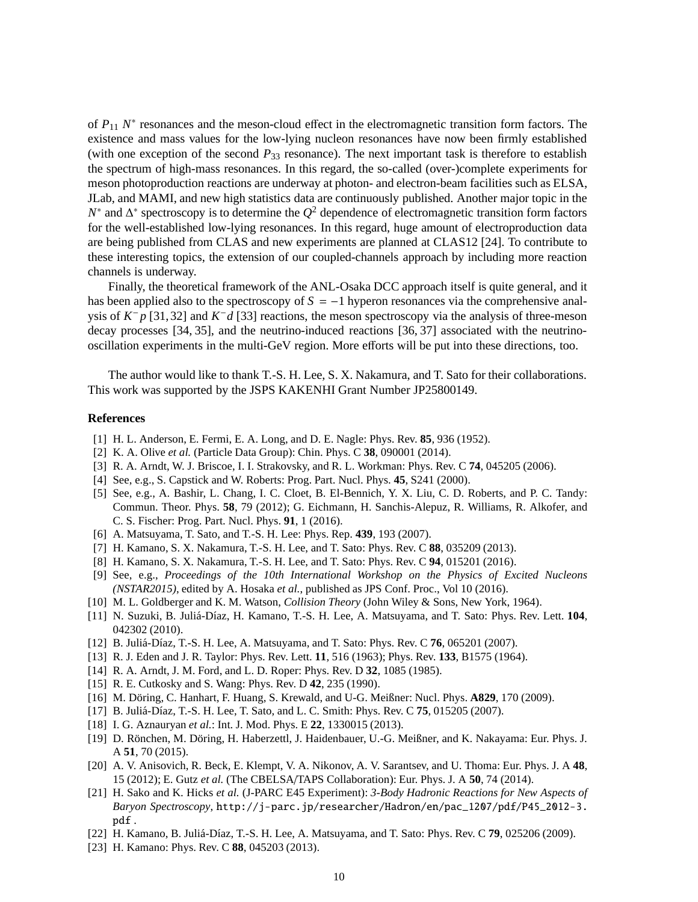of $P_{11}$ $N^*$ resonances and the meson-cloud effect in the electromagnetic transition form factors. The existence and mass values for the low-lying nucleon resonances have now been firmly established (with one exception of the second $P_{33}$ resonance). The next important task is therefore to establish the spectrum of high-mass resonances. In this regard, the so-called (over-)complete experiments for meson photoproduction reactions are underway at photon- and electron-beam facilities such as ELSA, JLab, and MAMI, and new high statistics data are continuously published. Another major topic in the $N^*$ and $\Delta^*$ spectroscopy is to determine the $Q^2$ dependence of electromagnetic transition form factors for the well-established low-lying resonances. In this regard, huge amount of electroproduction data are being published from CLAS and new experiments are planned at CLAS12 [24]. To contribute to these interesting topics, the extension of our coupled-channels approach by including more reaction channels is underway.

Finally, the theoretical framework of the ANL-Osaka DCC approach itself is quite general, and it has been applied also to the spectroscopy of $S = -1$ hyperon resonances via the comprehensive analysis of $K^- p$ [31, 32] and $K^- d$ [33] reactions, the meson spectroscopy via the analysis of three-meson decay processes [34, 35], and the neutrino-induced reactions [36, 37] associated with the neutrino-oscillation experiments in the multi-GeV region. More efforts will be put into these directions, too.

The author would like to thank T.-S. H. Lee, S. X. Nakamura, and T. Sato for their collaborations. This work was supported by the JSPS KAKENHI Grant Number JP25800149.

## References

[1] H. L. Anderson, E. Fermi, E. A. Long, and D. E. Nagle: Phys. Rev. **85**, 936 (1952).

[2] K. A. Olive *et al.* (Particle Data Group): Chin. Phys. C **38**, 090001 (2014).

[3] R. A. Arndt, W. J. Briscoe, I. I. Strakovsky, and R. L. Workman: Phys. Rev. C **74**, 045205 (2006).

[4] See, e.g., S. Capstick and W. Roberts: Prog. Part. Nucl. Phys. **45**, S241 (2000).

[5] See, e.g., A. Bashir, L. Chang, I. C. Cloet, B. El-Bennich, Y. X. Liu, C. D. Roberts, and P. C. Tandy: Commun. Theor. Phys. **58**, 79 (2012); G. Eichmann, H. Sanchis-Alepuz, R. Williams, R. Alkofer, and C. S. Fischer: Prog. Part. Nucl. Phys. **91**, 1 (2016).

[6] A. Matsuyama, T. Sato, and T.-S. H. Lee: Phys. Rep. **439**, 193 (2007).

[7] H. Kamano, S. X. Nakamura, T.-S. H. Lee, and T. Sato: Phys. Rev. C **88**, 035209 (2013).

[8] H. Kamano, S. X. Nakamura, T.-S. H. Lee, and T. Sato: Phys. Rev. C **94**, 015201 (2016).

[9] See, e.g., *Proceedings of the 10th International Workshop on the Physics of Excited Nucleons (NSTAR2015)*, edited by A. Hosaka *et al.*, published as JPS Conf. Proc., Vol 10 (2016).

[10] M. L. Goldberger and K. M. Watson, *Collision Theory* (John Wiley & Sons, New York, 1964).

[11] N. Suzuki, B. Juliá-Díaz, H. Kamano, T.-S. H. Lee, A. Matsuyama, and T. Sato: Phys. Rev. Lett. **104**, 042302 (2010).

[12] B. Juliá-Díaz, T.-S. H. Lee, A. Matsuyama, and T. Sato: Phys. Rev. C **76**, 065201 (2007).

[13] R. J. Eden and J. R. Taylor: Phys. Rev. Lett. **11**, 516 (1963); Phys. Rev. **133**, B1575 (1964).

[14] R. A. Arndt, J. M. Ford, and L. D. Roper: Phys. Rev. D **32**, 1085 (1985).

[15] R. E. Cutkosky and S. Wang: Phys. Rev. D **42**, 235 (1990).

[16] M. Döring, C. Hanhart, F. Huang, S. Krewald, and U-G. Meißner: Nucl. Phys. **A829**, 170 (2009).

[17] B. Juliá-Díaz, T.-S. H. Lee, T. Sato, and L. C. Smith: Phys. Rev. C **75**, 015205 (2007).

[18] I. G. Aznauryan *et al.*: Int. J. Mod. Phys. E **22**, 1330015 (2013).

[19] D. Rönchen, M. Döring, H. Haberzettl, J. Haidenbauer, U.-G. Meißner, and K. Nakayama: Eur. Phys. J. A **51**, 70 (2015).

[20] A. V. Anisovich, R. Beck, E. Klempt, V. A. Nikonov, A. V. Sarantsev, and U. Thoma: Eur. Phys. J. A **48**, 15 (2012); E. Gutz *et al.* (The CBELSA/TAPS Collaboration): Eur. Phys. J. A **50**, 74 (2014).

[21] H. Sako and K. Hicks *et al.* (J-PARC E45 Experiment): *3-Body Hadronic Reactions for New Aspects of Baryon Spectroscopy*, http://j-parc.jp/researcher/Hadron/en/pac_1207/pdf/P45_2012-3.pdf .

[22] H. Kamano, B. Juliá-Díaz, T.-S. H. Lee, A. Matsuyama, and T. Sato: Phys. Rev. C **79**, 025206 (2009).

[23] H. Kamano: Phys. Rev. C **88**, 045203 (2013).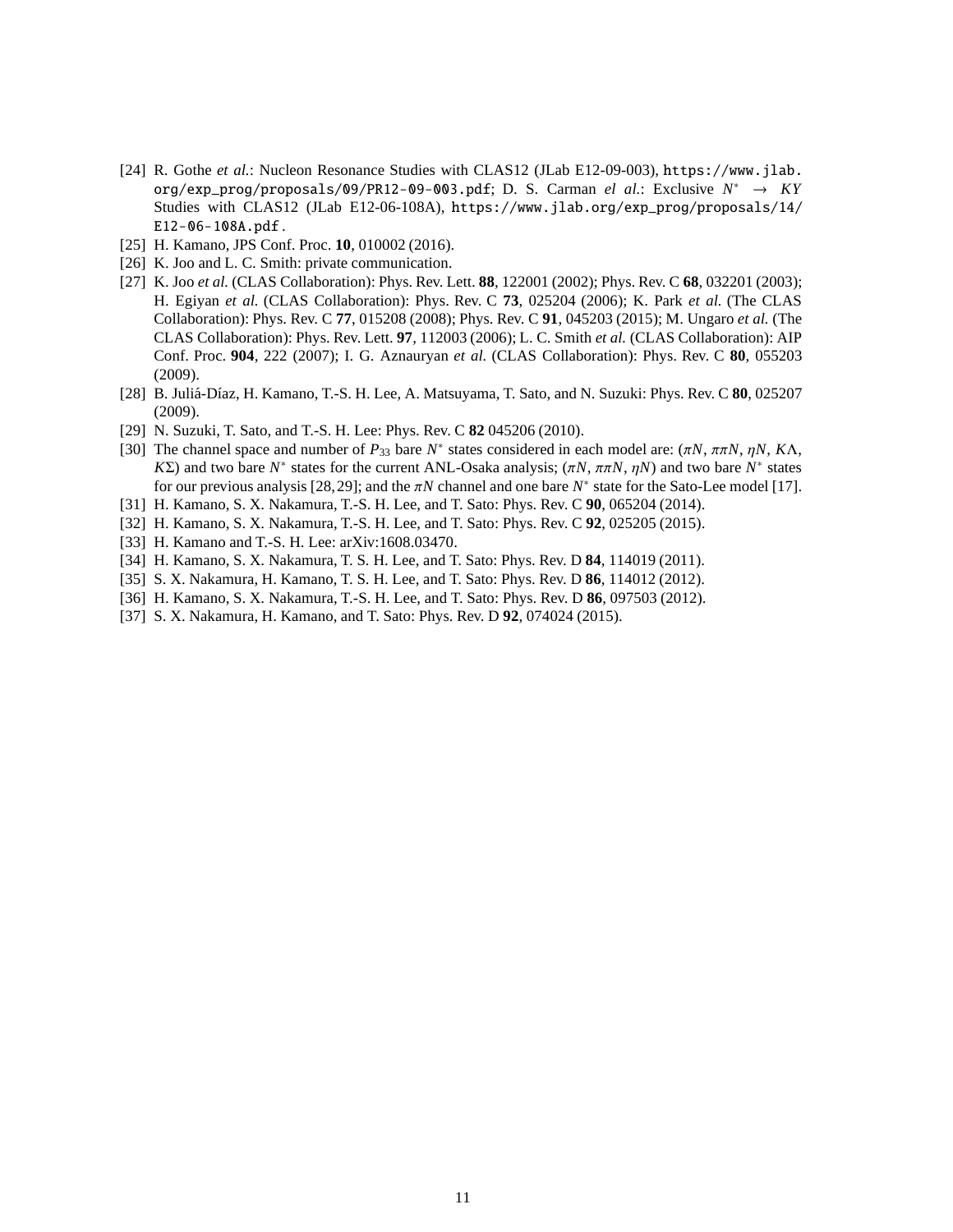[24] R. Gothe *et al.*: Nucleon Resonance Studies with CLAS12 (JLab E12-09-003), https://www.jlab.org/exp_prog/proposals/09/PR12-09-003.pdf; D. S. Carman *el al.*: Exclusive $N^* \to KY$ Studies with CLAS12 (JLab E12-06-108A), https://www.jlab.org/exp_prog/proposals/14/E12-06-108A.pdf .

[25] H. Kamano, JPS Conf. Proc. **10**, 010002 (2016).

[26] K. Joo and L. C. Smith: private communication.

[27] K. Joo *et al.* (CLAS Collaboration): Phys. Rev. Lett. **88**, 122001 (2002); Phys. Rev. C **68**, 032201 (2003); H. Egiyan *et al.* (CLAS Collaboration): Phys. Rev. C **73**, 025204 (2006); K. Park *et al.* (The CLAS Collaboration): Phys. Rev. C **77**, 015208 (2008); Phys. Rev. C **91**, 045203 (2015); M. Ungaro *et al.* (The CLAS Collaboration): Phys. Rev. Lett. **97**, 112003 (2006); L. C. Smith *et al.* (CLAS Collaboration): AIP Conf. Proc. **904**, 222 (2007); I. G. Aznauryan *et al.* (CLAS Collaboration): Phys. Rev. C **80**, 055203 (2009).

[28] B. Juliá-Díaz, H. Kamano, T.-S. H. Lee, A. Matsuyama, T. Sato, and N. Suzuki: Phys. Rev. C **80**, 025207 (2009).

[29] N. Suzuki, T. Sato, and T.-S. H. Lee: Phys. Rev. C **82** 045206 (2010).

[30] The channel space and number of $P_{33}$ bare $N^*$ states considered in each model are: ($\pi N$, $\pi\pi N$, $\eta N$, $K\Lambda$, $K\Sigma$) and two bare $N^*$ states for the current ANL-Osaka analysis; ($\pi N$, $\pi\pi N$, $\eta N$) and two bare $N^*$ states for our previous analysis [28, 29]; and the $\pi N$ channel and one bare $N^*$ state for the Sato-Lee model [17].

[31] H. Kamano, S. X. Nakamura, T.-S. H. Lee, and T. Sato: Phys. Rev. C **90**, 065204 (2014).

[32] H. Kamano, S. X. Nakamura, T.-S. H. Lee, and T. Sato: Phys. Rev. C **92**, 025205 (2015).

[33] H. Kamano and T.-S. H. Lee: arXiv:1608.03470.

[34] H. Kamano, S. X. Nakamura, T. S. H. Lee, and T. Sato: Phys. Rev. D **84**, 114019 (2011).

[35] S. X. Nakamura, H. Kamano, T. S. H. Lee, and T. Sato: Phys. Rev. D **86**, 114012 (2012).

[36] H. Kamano, S. X. Nakamura, T.-S. H. Lee, and T. Sato: Phys. Rev. D **86**, 097503 (2012).

[37] S. X. Nakamura, H. Kamano, and T. Sato: Phys. Rev. D **92**, 074024 (2015).